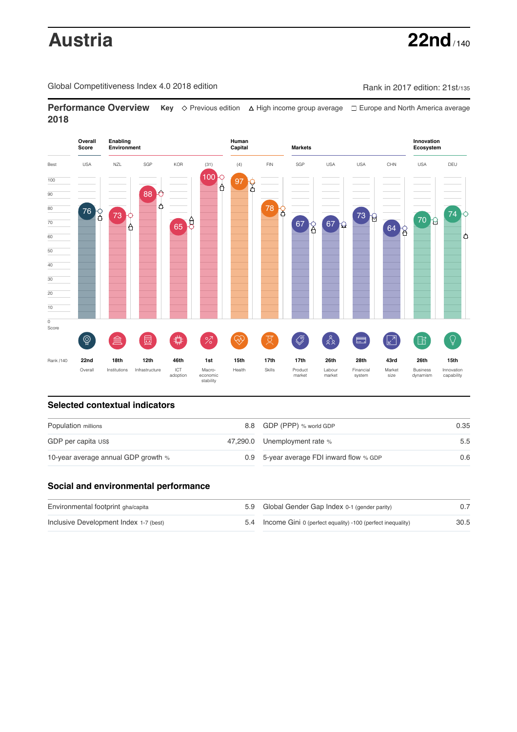# Austria

**22nd** / 140

Global Competitiveness Index 4.0 2018 edition

Rank in 2017 edition: 21st/135

## Performance Overview 2018

**Key** ◇ Previous edition △ High income group average □ Europe and North America average

| | Overall Score | Enabling Environment | | | | Human Capital | | Markets | | | | Innovation Ecosystem | |
|---|---|---|---|---|---|---|---|---|---|---|---|---|---|
| Best | USA | NZL | SGP | KOR | (31) | (4) | FIN | SGP | USA | USA | CHN | USA | DEU |
| Score | 76 | 73 | 88 | 65 | 100 | 97 | 78 | 67 | 67 | 73 | 64 | 70 | 74 |
| Rank /140 | 22nd | 18th | 12th | 46th | 1st | 15th | 17th | 17th | 26th | 28th | 43rd | 26th | 15th |
| | Overall | Institutions | Infrastructure | ICT adoption | Macro-economic stability | Health | Skills | Product market | Labour market | Financial system | Market size | Business dynamism | Innovation capability |

## Selected contextual indicators

| | | | |
|---|---|---|---|
| Population millions | 8.8 | GDP (PPP) % world GDP | 0.35 |
| GDP per capita US$ | 47,290.0 | Unemployment rate % | 5.5 |
| 10-year average annual GDP growth % | 0.9 | 5-year average FDI inward flow % GDP | 0.6 |

## Social and environmental performance

| | | | |
|---|---|---|---|
| Environmental footprint gha/capita | 5.9 | Global Gender Gap Index 0-1 (gender parity) | 0.7 |
| Inclusive Development Index 1-7 (best) | 5.4 | Income Gini 0 (perfect equality) -100 (perfect inequality) | 30.5 |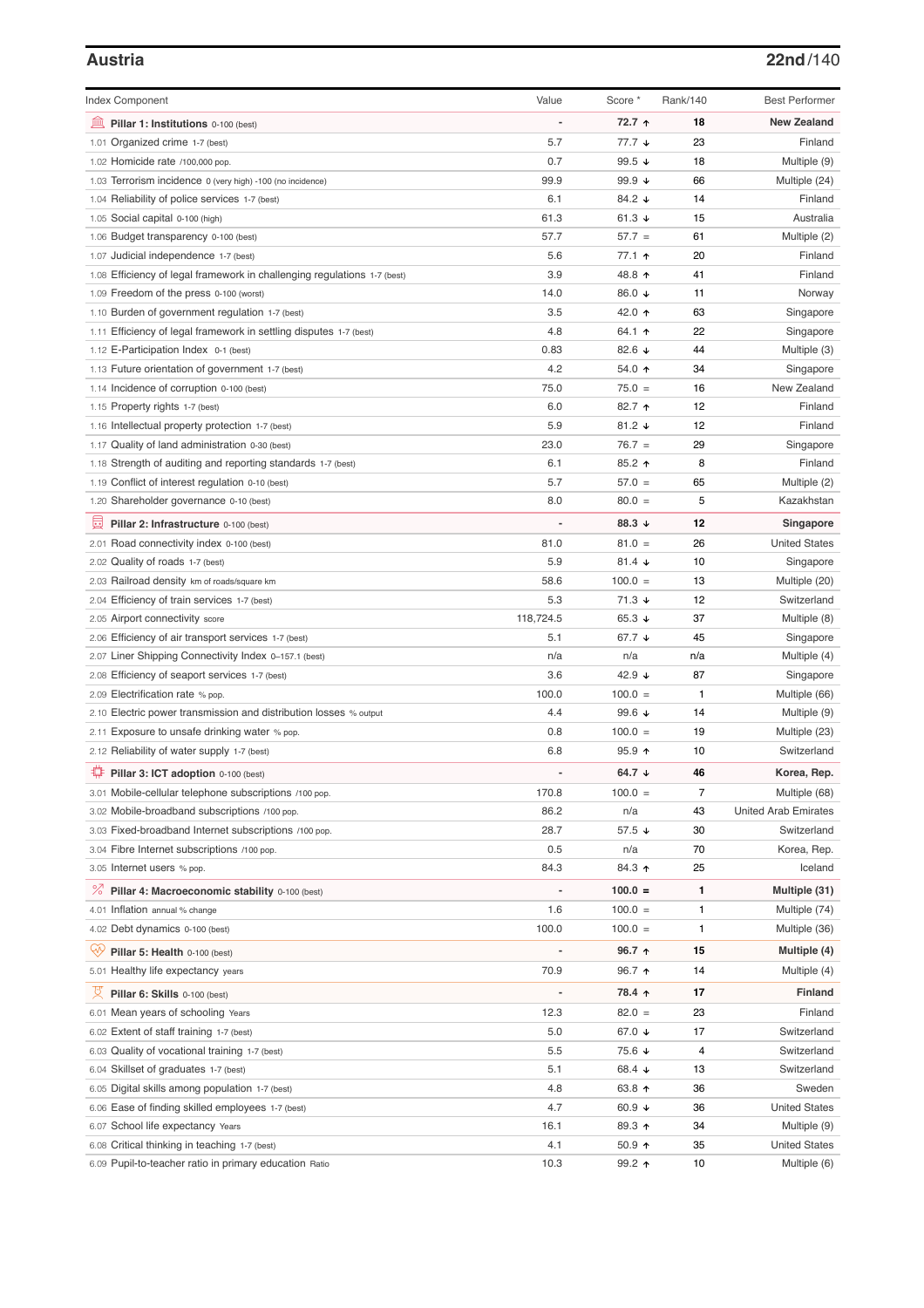## Austria

**22nd**/140

| Index Component | Value | Score * | Rank/140 | Best Performer |
|---|---|---|---|---|
| **Pillar 1: Institutions** 0-100 (best) | - | **72.7 ↑** | **18** | **New Zealand** |
| 1.01 Organized crime 1-7 (best) | 5.7 | 77.7 ↓ | 23 | Finland |
| 1.02 Homicide rate /100,000 pop. | 0.7 | 99.5 ↓ | 18 | Multiple (9) |
| 1.03 Terrorism incidence 0 (very high) -100 (no incidence) | 99.9 | 99.9 ↓ | 66 | Multiple (24) |
| 1.04 Reliability of police services 1-7 (best) | 6.1 | 84.2 ↓ | 14 | Finland |
| 1.05 Social capital 0-100 (high) | 61.3 | 61.3 ↓ | 15 | Australia |
| 1.06 Budget transparency 0-100 (best) | 57.7 | 57.7 = | 61 | Multiple (2) |
| 1.07 Judicial independence 1-7 (best) | 5.6 | 77.1 ↑ | 20 | Finland |
| 1.08 Efficiency of legal framework in challenging regulations 1-7 (best) | 3.9 | 48.8 ↑ | 41 | Finland |
| 1.09 Freedom of the press 0-100 (worst) | 14.0 | 86.0 ↓ | 11 | Norway |
| 1.10 Burden of government regulation 1-7 (best) | 3.5 | 42.0 ↑ | 63 | Singapore |
| 1.11 Efficiency of legal framework in settling disputes 1-7 (best) | 4.8 | 64.1 ↑ | 22 | Singapore |
| 1.12 E-Participation Index 0-1 (best) | 0.83 | 82.6 ↓ | 44 | Multiple (3) |
| 1.13 Future orientation of government 1-7 (best) | 4.2 | 54.0 ↑ | 34 | Singapore |
| 1.14 Incidence of corruption 0-100 (best) | 75.0 | 75.0 = | 16 | New Zealand |
| 1.15 Property rights 1-7 (best) | 6.0 | 82.7 ↑ | 12 | Finland |
| 1.16 Intellectual property protection 1-7 (best) | 5.9 | 81.2 ↓ | 12 | Finland |
| 1.17 Quality of land administration 0-30 (best) | 23.0 | 76.7 = | 29 | Singapore |
| 1.18 Strength of auditing and reporting standards 1-7 (best) | 6.1 | 85.2 ↑ | 8 | Finland |
| 1.19 Conflict of interest regulation 0-10 (best) | 5.7 | 57.0 = | 65 | Multiple (2) |
| 1.20 Shareholder governance 0-10 (best) | 8.0 | 80.0 = | 5 | Kazakhstan |
| **Pillar 2: Infrastructure** 0-100 (best) | - | **88.3 ↓** | **12** | **Singapore** |
| 2.01 Road connectivity index 0-100 (best) | 81.0 | 81.0 = | 26 | United States |
| 2.02 Quality of roads 1-7 (best) | 5.9 | 81.4 ↓ | 10 | Singapore |
| 2.03 Railroad density km of roads/square km | 58.6 | 100.0 = | 13 | Multiple (20) |
| 2.04 Efficiency of train services 1-7 (best) | 5.3 | 71.3 ↓ | 12 | Switzerland |
| 2.05 Airport connectivity score | 118,724.5 | 65.3 ↓ | 37 | Multiple (8) |
| 2.06 Efficiency of air transport services 1-7 (best) | 5.1 | 67.7 ↓ | 45 | Singapore |
| 2.07 Liner Shipping Connectivity Index 0–157.1 (best) | n/a | n/a | n/a | Multiple (4) |
| 2.08 Efficiency of seaport services 1-7 (best) | 3.6 | 42.9 ↓ | 87 | Singapore |
| 2.09 Electrification rate % pop. | 100.0 | 100.0 = | 1 | Multiple (66) |
| 2.10 Electric power transmission and distribution losses % output | 4.4 | 99.6 ↓ | 14 | Multiple (9) |
| 2.11 Exposure to unsafe drinking water % pop. | 0.8 | 100.0 = | 19 | Multiple (23) |
| 2.12 Reliability of water supply 1-7 (best) | 6.8 | 95.9 ↑ | 10 | Switzerland |
| **Pillar 3: ICT adoption** 0-100 (best) | - | **64.7 ↓** | **46** | **Korea, Rep.** |
| 3.01 Mobile-cellular telephone subscriptions /100 pop. | 170.8 | 100.0 = | 7 | Multiple (68) |
| 3.02 Mobile-broadband subscriptions /100 pop. | 86.2 | n/a | 43 | United Arab Emirates |
| 3.03 Fixed-broadband Internet subscriptions /100 pop. | 28.7 | 57.5 ↓ | 30 | Switzerland |
| 3.04 Fibre Internet subscriptions /100 pop. | 0.5 | n/a | 70 | Korea, Rep. |
| 3.05 Internet users % pop. | 84.3 | 84.3 ↑ | 25 | Iceland |
| **Pillar 4: Macroeconomic stability** 0-100 (best) | - | **100.0 =** | **1** | **Multiple (31)** |
| 4.01 Inflation annual % change | 1.6 | 100.0 = | 1 | Multiple (74) |
| 4.02 Debt dynamics 0-100 (best) | 100.0 | 100.0 = | 1 | Multiple (36) |
| **Pillar 5: Health** 0-100 (best) | - | **96.7 ↑** | **15** | **Multiple (4)** |
| 5.01 Healthy life expectancy years | 70.9 | 96.7 ↑ | 14 | Multiple (4) |
| **Pillar 6: Skills** 0-100 (best) | - | **78.4 ↑** | **17** | **Finland** |
| 6.01 Mean years of schooling Years | 12.3 | 82.0 = | 23 | Finland |
| 6.02 Extent of staff training 1-7 (best) | 5.0 | 67.0 ↓ | 17 | Switzerland |
| 6.03 Quality of vocational training 1-7 (best) | 5.5 | 75.6 ↓ | 4 | Switzerland |
| 6.04 Skillset of graduates 1-7 (best) | 5.1 | 68.4 ↓ | 13 | Switzerland |
| 6.05 Digital skills among population 1-7 (best) | 4.8 | 63.8 ↑ | 36 | Sweden |
| 6.06 Ease of finding skilled employees 1-7 (best) | 4.7 | 60.9 ↓ | 36 | United States |
| 6.07 School life expectancy Years | 16.1 | 89.3 ↑ | 34 | Multiple (9) |
| 6.08 Critical thinking in teaching 1-7 (best) | 4.1 | 50.9 ↑ | 35 | United States |
| 6.09 Pupil-to-teacher ratio in primary education Ratio | 10.3 | 99.2 ↑ | 10 | Multiple (6) |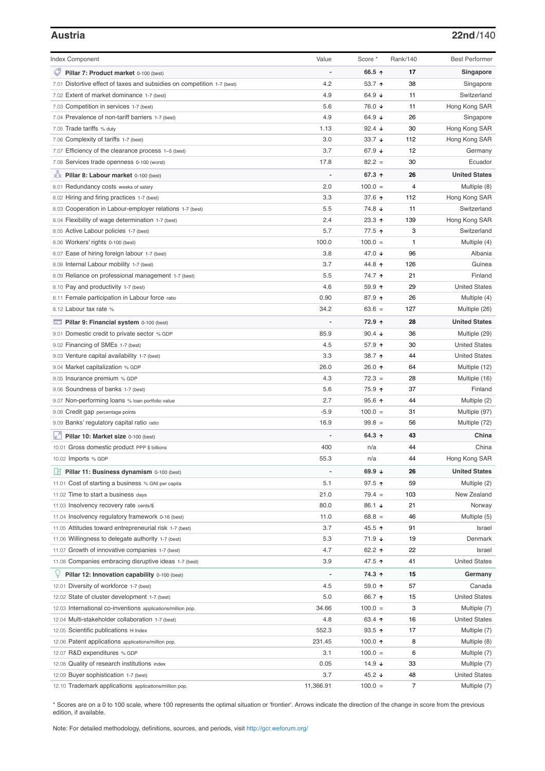## Austria **22nd**/140

| Index Component | Value | Score * | Rank/140 | Best Performer |
|---|---|---|---|---|
| **Pillar 7: Product market** 0-100 (best) | - | **66.5 ↑** | **17** | **Singapore** |
| 7.01 Distortive effect of taxes and subsidies on competition 1-7 (best) | 4.2 | 53.7 ↑ | 38 | Singapore |
| 7.02 Extent of market dominance 1-7 (best) | 4.9 | 64.9 ↓ | 11 | Switzerland |
| 7.03 Competition in services 1-7 (best) | 5.6 | 76.0 ↓ | 11 | Hong Kong SAR |
| 7.04 Prevalence of non-tariff barriers 1-7 (best) | 4.9 | 64.9 ↓ | 26 | Singapore |
| 7.05 Trade tariffs % duty | 1.13 | 92.4 ↓ | 30 | Hong Kong SAR |
| 7.06 Complexity of tariffs 1-7 (best) | 3.0 | 33.7 ↓ | 112 | Hong Kong SAR |
| 7.07 Efficiency of the clearance process 1–5 (best) | 3.7 | 67.9 ↓ | 12 | Germany |
| 7.08 Services trade openness 0-100 (worst) | 17.8 | 82.2 = | 30 | Ecuador |
| **Pillar 8: Labour market** 0-100 (best) | - | **67.3 ↑** | **26** | **United States** |
| 8.01 Redundancy costs weeks of salary | 2.0 | 100.0 = | 4 | Multiple (8) |
| 8.02 Hiring and firing practices 1-7 (best) | 3.3 | 37.6 ↑ | 112 | Hong Kong SAR |
| 8.03 Cooperation in Labour-employer relations 1-7 (best) | 5.5 | 74.8 ↓ | 11 | Switzerland |
| 8.04 Flexibility of wage determination 1-7 (best) | 2.4 | 23.3 ↑ | 139 | Hong Kong SAR |
| 8.05 Active Labour policies 1-7 (best) | 5.7 | 77.5 ↑ | 3 | Switzerland |
| 8.06 Workers' rights 0-100 (best) | 100.0 | 100.0 = | 1 | Multiple (4) |
| 8.07 Ease of hiring foreign labour 1-7 (best) | 3.8 | 47.0 ↓ | 96 | Albania |
| 8.08 Internal Labour mobility 1-7 (best) | 3.7 | 44.8 ↑ | 126 | Guinea |
| 8.09 Reliance on professional management 1-7 (best) | 5.5 | 74.7 ↑ | 21 | Finland |
| 8.10 Pay and productivity 1-7 (best) | 4.6 | 59.9 ↑ | 29 | United States |
| 8.11 Female participation in Labour force ratio | 0.90 | 87.9 ↑ | 26 | Multiple (4) |
| 8.12 Labour tax rate % | 34.2 | 63.6 = | 127 | Multiple (26) |
| **Pillar 9: Financial system** 0-100 (best) | - | **72.9 ↑** | **28** | **United States** |
| 9.01 Domestic credit to private sector % GDP | 85.9 | 90.4 ↓ | 36 | Multiple (29) |
| 9.02 Financing of SMEs 1-7 (best) | 4.5 | 57.9 ↑ | 30 | United States |
| 9.03 Venture capital availability 1-7 (best) | 3.3 | 38.7 ↑ | 44 | United States |
| 9.04 Market capitalization % GDP | 26.0 | 26.0 ↑ | 64 | Multiple (12) |
| 9.05 Insurance premium % GDP | 4.3 | 72.3 = | 28 | Multiple (16) |
| 9.06 Soundness of banks 1-7 (best) | 5.6 | 75.9 ↑ | 37 | Finland |
| 9.07 Non-performing loans % loan portfolio value | 2.7 | 95.6 ↑ | 44 | Multiple (2) |
| 9.08 Credit gap percentage points | -5.9 | 100.0 = | 31 | Multiple (97) |
| 9.09 Banks' regulatory capital ratio ratio | 16.9 | 99.8 = | 56 | Multiple (72) |
| **Pillar 10: Market size** 0-100 (best) | - | **64.3 ↑** | **43** | **China** |
| 10.01 Gross domestic product PPP $ billions | 400 | n/a | 44 | China |
| 10.02 Imports % GDP | 55.3 | n/a | 44 | Hong Kong SAR |
| **Pillar 11: Business dynamism** 0-100 (best) | - | **69.9 ↓** | **26** | **United States** |
| 11.01 Cost of starting a business % GNI per capita | 5.1 | 97.5 ↑ | 59 | Multiple (2) |
| 11.02 Time to start a business days | 21.0 | 79.4 = | 103 | New Zealand |
| 11.03 Insolvency recovery rate cents/$ | 80.0 | 86.1 ↓ | 21 | Norway |
| 11.04 Insolvency regulatory framework 0-16 (best) | 11.0 | 68.8 = | 46 | Multiple (5) |
| 11.05 Attitudes toward entrepreneurial risk 1-7 (best) | 3.7 | 45.5 ↑ | 91 | Israel |
| 11.06 Willingness to delegate authority 1-7 (best) | 5.3 | 71.9 ↓ | 19 | Denmark |
| 11.07 Growth of innovative companies 1-7 (best) | 4.7 | 62.2 ↑ | 22 | Israel |
| 11.08 Companies embracing disruptive ideas 1-7 (best) | 3.9 | 47.5 ↑ | 41 | United States |
| **Pillar 12: Innovation capability** 0-100 (best) | - | **74.3 ↑** | **15** | **Germany** |
| 12.01 Diversity of workforce 1-7 (best) | 4.5 | 59.0 ↑ | 57 | Canada |
| 12.02 State of cluster development 1-7 (best) | 5.0 | 66.7 ↑ | 15 | United States |
| 12.03 International co-inventions applications/million pop. | 34.66 | 100.0 = | 3 | Multiple (7) |
| 12.04 Multi-stakeholder collaboration 1-7 (best) | 4.8 | 63.4 ↑ | 16 | United States |
| 12.05 Scientific publications H Index | 552.3 | 93.5 ↑ | 17 | Multiple (7) |
| 12.06 Patent applications applications/million pop. | 231.45 | 100.0 ↑ | 8 | Multiple (8) |
| 12.07 R&D expenditures % GDP | 3.1 | 100.0 = | 6 | Multiple (7) |
| 12.08 Quality of research institutions index | 0.05 | 14.9 ↓ | 33 | Multiple (7) |
| 12.09 Buyer sophistication 1-7 (best) | 3.7 | 45.2 ↓ | 48 | United States |
| 12.10 Trademark applications applications/million pop. | 11,366.91 | 100.0 = | 7 | Multiple (7) |

* Scores are on a 0 to 100 scale, where 100 represents the optimal situation or 'frontier'. Arrows indicate the direction of the change in score from the previous edition, if available.

Note: For detailed methodology, definitions, sources, and periods, visit http://gcr.weforum.org/